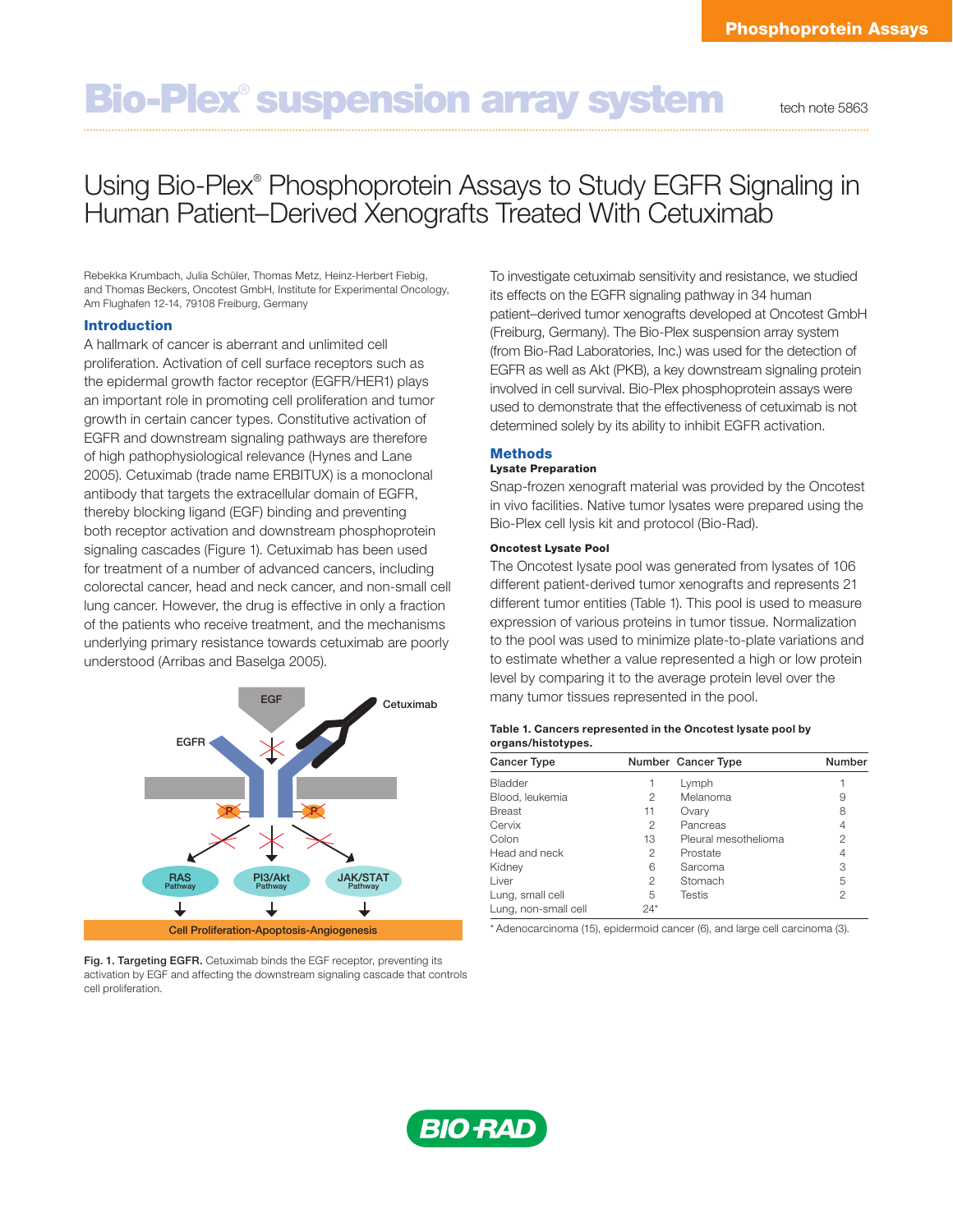# Bio-Plex® suspension array system

tech note 5863

## Using Bio-Plex® Phosphoprotein Assays to Study EGFR Signaling in Human Patient–Derived Xenografts Treated With Cetuximab

Rebekka Krumbach, Julia Schüler, Thomas Metz, Heinz-Herbert Fiebig, and Thomas Beckers, Oncotest GmbH, Institute for Experimental Oncology, Am Flughafen 12-14, 79108 Freiburg, Germany

### Introduction

A hallmark of cancer is aberrant and unlimited cell proliferation. Activation of cell surface receptors such as the epidermal growth factor receptor (EGFR/HER1) plays an important role in promoting cell proliferation and tumor growth in certain cancer types. Constitutive activation of EGFR and downstream signaling pathways are therefore of high pathophysiological relevance (Hynes and Lane 2005). Cetuximab (trade name ERBITUX) is a monoclonal antibody that targets the extracellular domain of EGFR, thereby blocking ligand (EGF) binding and preventing both receptor activation and downstream phosphoprotein signaling cascades (Figure 1). Cetuximab has been used for treatment of a number of advanced cancers, including colorectal cancer, head and neck cancer, and non-small cell lung cancer. However, the drug is effective in only a fraction of the patients who receive treatment, and the mechanisms underlying primary resistance towards cetuximab are poorly understood (Arribas and Baselga 2005).

**Fig. 1. Targeting EGFR.** Cetuximab binds the EGF receptor, preventing its activation by EGF and affecting the downstream signaling cascade that controls cell proliferation.

To investigate cetuximab sensitivity and resistance, we studied its effects on the EGFR signaling pathway in 34 human patient–derived tumor xenografts developed at Oncotest GmbH (Freiburg, Germany). The Bio-Plex suspension array system (from Bio-Rad Laboratories, Inc.) was used for the detection of EGFR as well as Akt (PKB), a key downstream signaling protein involved in cell survival. Bio-Plex phosphoprotein assays were used to demonstrate that the effectiveness of cetuximab is not determined solely by its ability to inhibit EGFR activation.

### Methods

#### Lysate Preparation

Snap-frozen xenograft material was provided by the Oncotest in vivo facilities. Native tumor lysates were prepared using the Bio-Plex cell lysis kit and protocol (Bio-Rad).

#### Oncotest Lysate Pool

The Oncotest lysate pool was generated from lysates of 106 different patient-derived tumor xenografts and represents 21 different tumor entities (Table 1). This pool is used to measure expression of various proteins in tumor tissue. Normalization to the pool was used to minimize plate-to-plate variations and to estimate whether a value represented a high or low protein level by comparing it to the average protein level over the many tumor tissues represented in the pool.

**Table 1. Cancers represented in the Oncotest lysate pool by organs/histotypes.**

| Cancer Type | Number | Cancer Type | Number |
|---|---|---|---|
| Bladder | 1 | Lymph | 1 |
| Blood, leukemia | 2 | Melanoma | 9 |
| Breast | 11 | Ovary | 8 |
| Cervix | 2 | Pancreas | 4 |
| Colon | 13 | Pleural mesothelioma | 2 |
| Head and neck | 2 | Prostate | 4 |
| Kidney | 6 | Sarcoma | 3 |
| Liver | 2 | Stomach | 5 |
| Lung, small cell | 5 | Testis | 2 |
| Lung, non-small cell | 24* | | |

* Adenocarcinoma (15), epidermoid cancer (6), and large cell carcinoma (3).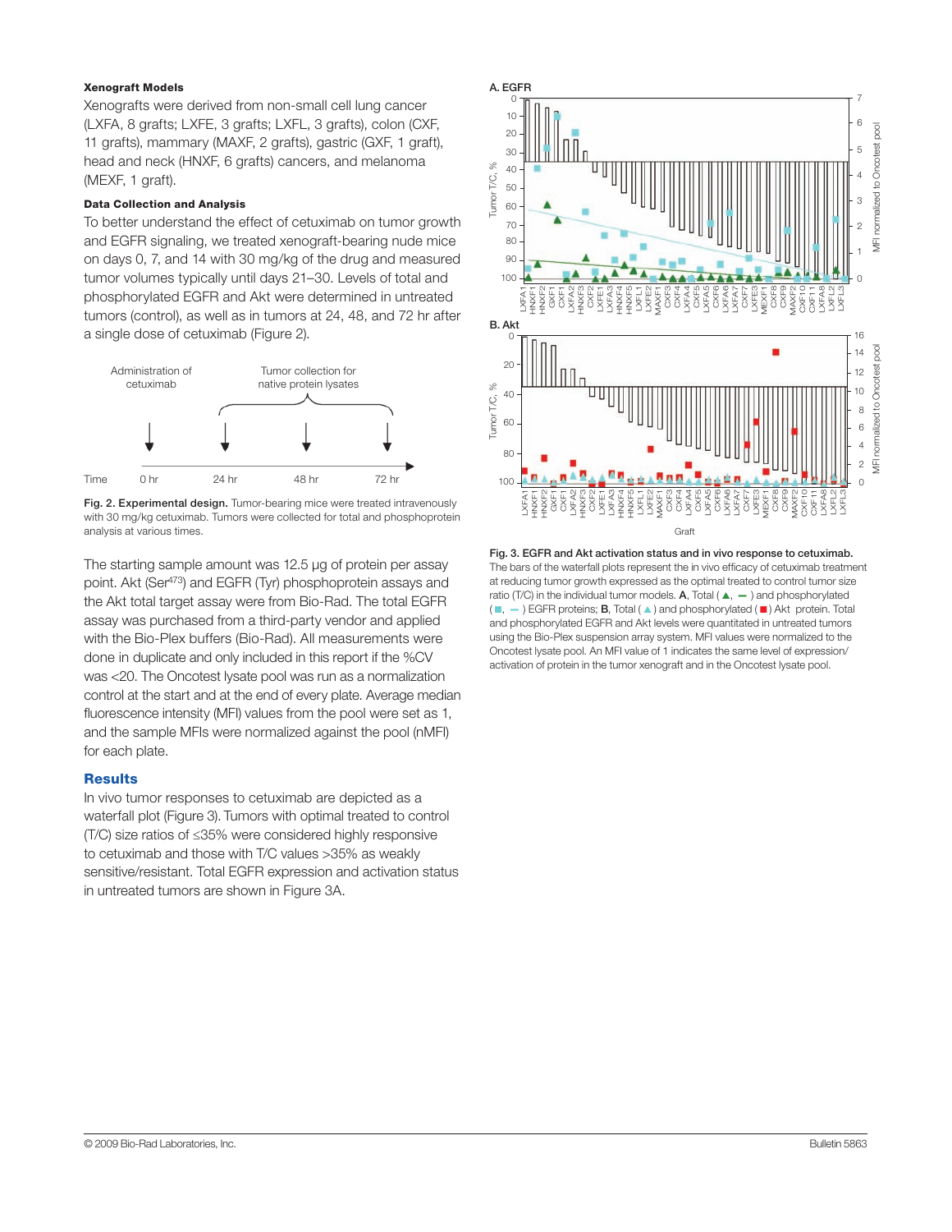### Xenograft Models

Xenografts were derived from non-small cell lung cancer (LXFA, 8 grafts; LXFE, 3 grafts; LXFL, 3 grafts), colon (CXF, 11 grafts), mammary (MAXF, 2 grafts), gastric (GXF, 1 graft), head and neck (HNXF, 6 grafts) cancers, and melanoma (MEXF, 1 graft).

### Data Collection and Analysis

To better understand the effect of cetuximab on tumor growth and EGFR signaling, we treated xenograft-bearing nude mice on days 0, 7, and 14 with 30 mg/kg of the drug and measured tumor volumes typically until days 21–30. Levels of total and phosphorylated EGFR and Akt were determined in untreated tumors (control), as well as in tumors at 24, 48, and 72 hr after a single dose of cetuximab (Figure 2).

**Fig. 2. Experimental design.** Tumor-bearing mice were treated intravenously with 30 mg/kg cetuximab. Tumors were collected for total and phosphoprotein analysis at various times.

The starting sample amount was 12.5 µg of protein per assay point. Akt (Ser[473]) and EGFR (Tyr) phosphoprotein assays and the Akt total target assay were from Bio-Rad. The total EGFR assay was purchased from a third-party vendor and applied with the Bio-Plex buffers (Bio-Rad). All measurements were done in duplicate and only included in this report if the %CV was <20. The Oncotest lysate pool was run as a normalization control at the start and at the end of every plate. Average median fluorescence intensity (MFI) values from the pool were set as 1, and the sample MFIs were normalized against the pool (nMFI) for each plate.

## Results

In vivo tumor responses to cetuximab are depicted as a waterfall plot (Figure 3). Tumors with optimal treated to control (T/C) size ratios of ≤35% were considered highly responsive to cetuximab and those with T/C values >35% as weakly sensitive/resistant. Total EGFR expression and activation status in untreated tumors are shown in Figure 3A.

**Fig. 3. EGFR and Akt activation status and in vivo response to cetuximab.** The bars of the waterfall plots represent the in vivo efficacy of cetuximab treatment at reducing tumor growth expressed as the optimal treated to control tumor size ratio (T/C) in the individual tumor models. **A**, Total (▲, –) and phosphorylated (■, –) EGFR proteins; **B**, Total (▲) and phosphorylated (■) Akt protein. Total and phosphorylated EGFR and Akt levels were quantitated in untreated tumors using the Bio-Plex suspension array system. MFI values were normalized to the Oncotest lysate pool. An MFI value of 1 indicates the same level of expression/activation of protein in the tumor xenograft and in the Oncotest lysate pool.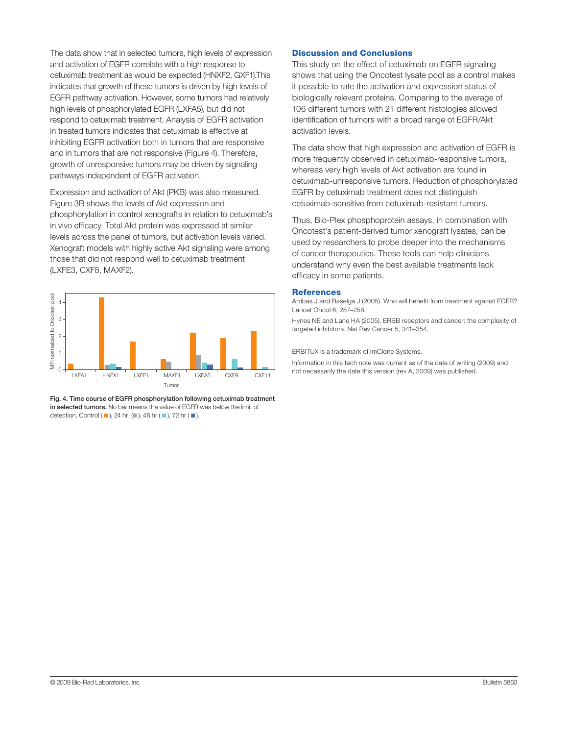The data show that in selected tumors, high levels of expression and activation of EGFR correlate with a high response to cetuximab treatment as would be expected (HNXF2, GXF1).This indicates that growth of these tumors is driven by high levels of EGFR pathway activation. However, some tumors had relatively high levels of phosphorylated EGFR (LXFA5), but did not respond to cetuximab treatment. Analysis of EGFR activation in treated tumors indicates that cetuximab is effective at inhibiting EGFR activation both in tumors that are responsive and in tumors that are not responsive (Figure 4). Therefore, growth of unresponsive tumors may be driven by signaling pathways independent of EGFR activation.

Expression and activation of Akt (PKB) was also measured. Figure 3B shows the levels of Akt expression and phosphorylation in control xenografts in relation to cetuximab's in vivo efficacy. Total Akt protein was expressed at similar levels across the panel of tumors, but activation levels varied. Xenograft models with highly active Akt signaling were among those that did not respond well to cetuximab treatment (LXFE3, CXF8, MAXF2).

**Fig. 4. Time course of EGFR phosphorylation following cetuximab treatment in selected tumors.** No bar means the value of EGFR was below the limit of detection. Control (■), 24 hr (■), 48 hr (■), 72 hr (■).

## Discussion and Conclusions

This study on the effect of cetuximab on EGFR signaling shows that using the Oncotest lysate pool as a control makes it possible to rate the activation and expression status of biologically relevant proteins. Comparing to the average of 106 different tumors with 21 different histologies allowed identification of tumors with a broad range of EGFR/Akt activation levels.

The data show that high expression and activation of EGFR is more frequently observed in cetuximab-responsive tumors, whereas very high levels of Akt activation are found in cetuximab-unresponsive tumors. Reduction of phosphorylated EGFR by cetuximab treatment does not distinguish cetuximab-sensitive from cetuximab-resistant tumors.

Thus, Bio-Plex phosphoprotein assays, in combination with Oncotest's patient-derived tumor xenograft lysates, can be used by researchers to probe deeper into the mechanisms of cancer therapeutics. These tools can help clinicians understand why even the best available treatments lack efficacy in some patients.

## References

Arribas J and Baselga J (2005). Who will benefit from treatment against EGFR? Lancet Oncol 6, 257–258.

Hynes NE and Lane HA (2005). ERBB receptors and cancer: the complexity of targeted inhibitors. Nat Rev Cancer 5, 341–354.

ERBITUX is a trademark of ImClone Systems.

Information in this tech note was current as of the date of writing (2009) and not necessarily the date this version (rev A, 2009) was published.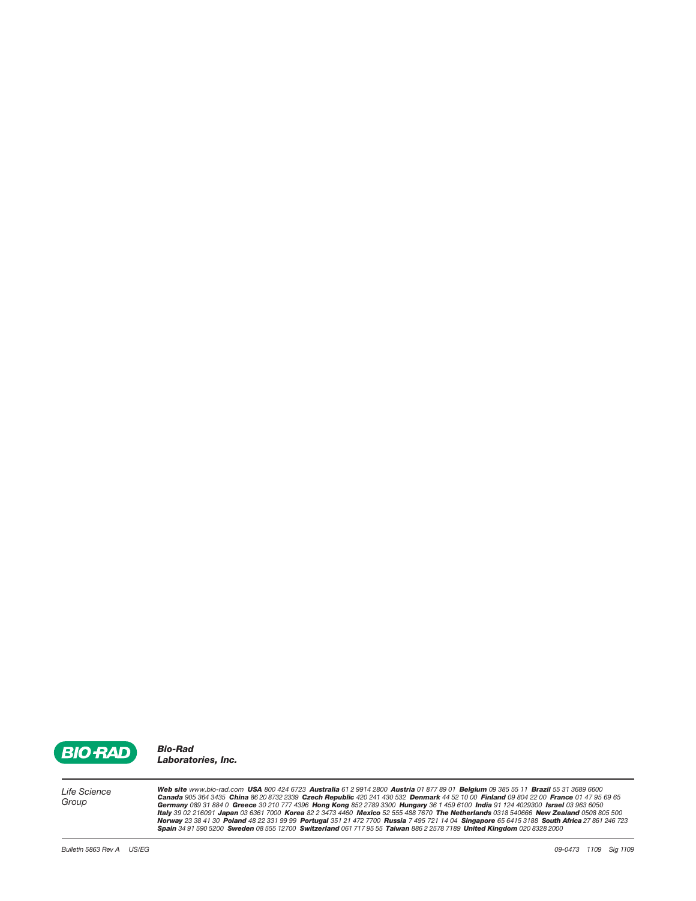BIO-RAD

***Bio-Rad Laboratories, Inc.***

*Life Science Group*

***Web site*** *www.bio-rad.com* ***USA*** *800 424 6723* ***Australia*** *61 2 9914 2800* ***Austria*** *01 877 89 01* ***Belgium*** *09 385 55 11* ***Brazil*** *55 31 3689 6600* ***Canada*** *905 364 3435* ***China*** *86 20 8732 2339* ***Czech Republic*** *420 241 430 532* ***Denmark*** *44 52 10 00* ***Finland*** *09 804 22 00* ***France*** *01 47 95 69 65* ***Germany*** *089 31 884 0* ***Greece*** *30 210 777 4396* ***Hong Kong*** *852 2789 3300* ***Hungary*** *36 1 459 6100* ***India*** *91 124 4029300* ***Israel*** *03 963 6050* ***Italy*** *39 02 216091* ***Japan*** *03 6361 7000* ***Korea*** *82 2 3473 4460* ***Mexico*** *52 555 488 7670* ***The Netherlands*** *0318 540666* ***New Zealand*** *0508 805 500* ***Norway*** *23 38 41 30* ***Poland*** *48 22 331 99 99* ***Portugal*** *351 21 472 7700* ***Russia*** *7 495 721 14 04* ***Singapore*** *65 6415 3188* ***South Africa*** *27 861 246 723* ***Spain*** *34 91 590 5200* ***Sweden*** *08 555 12700* ***Switzerland*** *061 717 95 55* ***Taiwan*** *886 2 2578 7189* ***United Kingdom*** *020 8328 2000*

*Bulletin 5863 Rev A US/EG* *09-0473 1109 Sig 1109*